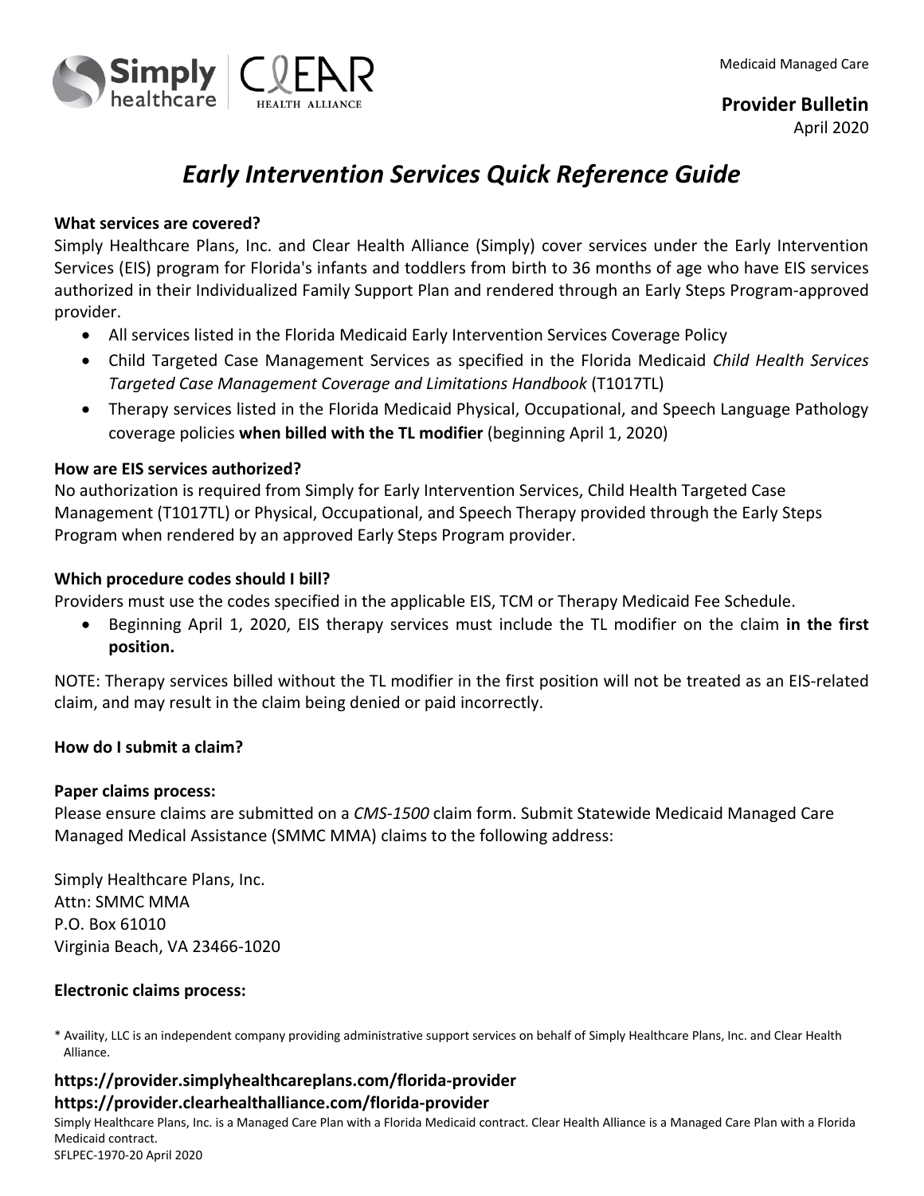Medicaid Managed Care

**Provider Bulletin**
April 2020

# *Early Intervention Services Quick Reference Guide*

**What services are covered?**
Simply Healthcare Plans, Inc. and Clear Health Alliance (Simply) cover services under the Early Intervention Services (EIS) program for Florida's infants and toddlers from birth to 36 months of age who have EIS services authorized in their Individualized Family Support Plan and rendered through an Early Steps Program-approved provider.

- All services listed in the Florida Medicaid Early Intervention Services Coverage Policy
- Child Targeted Case Management Services as specified in the Florida Medicaid *Child Health Services Targeted Case Management Coverage and Limitations Handbook* (T1017TL)
- Therapy services listed in the Florida Medicaid Physical, Occupational, and Speech Language Pathology coverage policies **when billed with the TL modifier** (beginning April 1, 2020)

**How are EIS services authorized?**
No authorization is required from Simply for Early Intervention Services, Child Health Targeted Case Management (T1017TL) or Physical, Occupational, and Speech Therapy provided through the Early Steps Program when rendered by an approved Early Steps Program provider.

**Which procedure codes should I bill?**
Providers must use the codes specified in the applicable EIS, TCM or Therapy Medicaid Fee Schedule.

- Beginning April 1, 2020, EIS therapy services must include the TL modifier on the claim **in the first position.**

NOTE: Therapy services billed without the TL modifier in the first position will not be treated as an EIS-related claim, and may result in the claim being denied or paid incorrectly.

**How do I submit a claim?**

**Paper claims process:**
Please ensure claims are submitted on a *CMS-1500* claim form. Submit Statewide Medicaid Managed Care Managed Medical Assistance (SMMC MMA) claims to the following address:

Simply Healthcare Plans, Inc.
Attn: SMMC MMA
P.O. Box 61010
Virginia Beach, VA 23466-1020

**Electronic claims process:**

* Availity, LLC is an independent company providing administrative support services on behalf of Simply Healthcare Plans, Inc. and Clear Health Alliance.

**https://provider.simplyhealthcareplans.com/florida-provider**
**https://provider.clearhealthalliance.com/florida-provider**

Simply Healthcare Plans, Inc. is a Managed Care Plan with a Florida Medicaid contract. Clear Health Alliance is a Managed Care Plan with a Florida Medicaid contract.
SFLPEC-1970-20 April 2020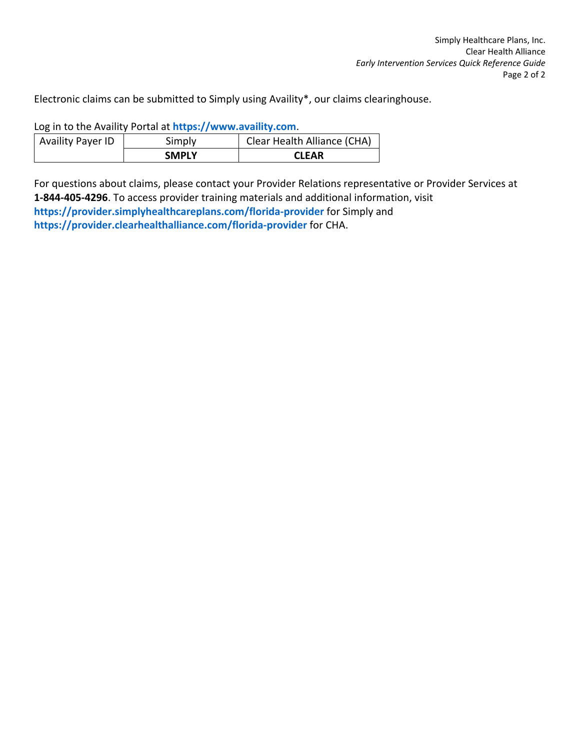Electronic claims can be submitted to Simply using Availity*, our claims clearinghouse.

Log in to the Availity Portal at **https://www.availity.com**.

| Availity Payer ID | Simply | Clear Health Alliance (CHA) |
|---|---|---|
| | **SMPLY** | **CLEAR** |

For questions about claims, please contact your Provider Relations representative or Provider Services at **1-844-405-4296**. To access provider training materials and additional information, visit **https://provider.simplyhealthcareplans.com/florida-provider** for Simply and **https://provider.clearhealthalliance.com/florida-provider** for CHA.